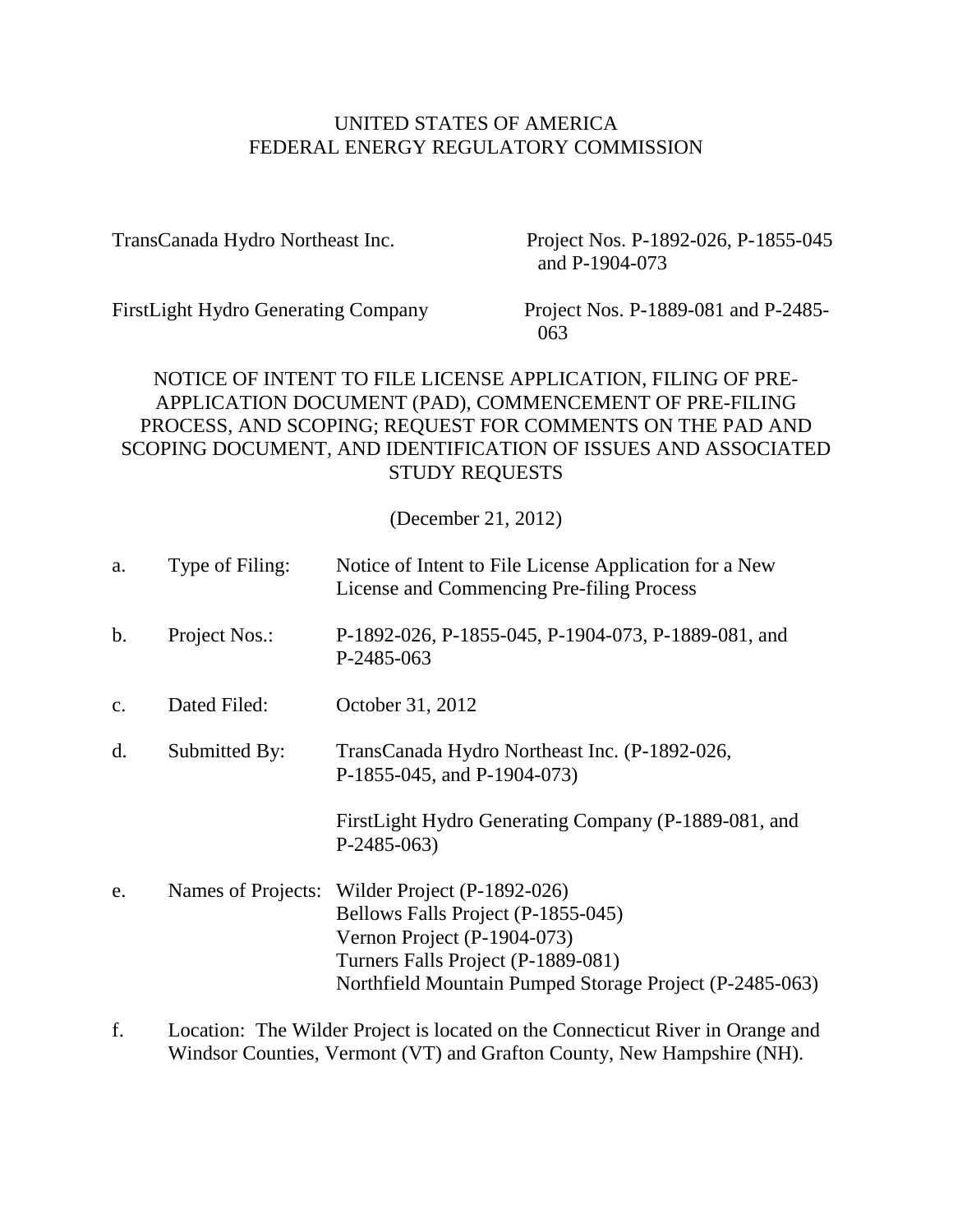UNITED STATES OF AMERICA
FEDERAL ENERGY REGULATORY COMMISSION

| | |
|---|---|
| TransCanada Hydro Northeast Inc. | Project Nos. P-1892-026, P-1855-045 and P-1904-073 |
| FirstLight Hydro Generating Company | Project Nos. P-1889-081 and P-2485-063 |

NOTICE OF INTENT TO FILE LICENSE APPLICATION, FILING OF PRE-APPLICATION DOCUMENT (PAD), COMMENCEMENT OF PRE-FILING PROCESS, AND SCOPING; REQUEST FOR COMMENTS ON THE PAD AND SCOPING DOCUMENT, AND IDENTIFICATION OF ISSUES AND ASSOCIATED STUDY REQUESTS

(December 21, 2012)

a. Type of Filing: Notice of Intent to File License Application for a New License and Commencing Pre-filing Process

b. Project Nos.: P-1892-026, P-1855-045, P-1904-073, P-1889-081, and P-2485-063

c. Dated Filed: October 31, 2012

d. Submitted By: TransCanada Hydro Northeast Inc. (P-1892-026, P-1855-045, and P-1904-073)

FirstLight Hydro Generating Company (P-1889-081, and P-2485-063)

e. Names of Projects: Wilder Project (P-1892-026)
Bellows Falls Project (P-1855-045)
Vernon Project (P-1904-073)
Turners Falls Project (P-1889-081)
Northfield Mountain Pumped Storage Project (P-2485-063)

f. Location: The Wilder Project is located on the Connecticut River in Orange and Windsor Counties, Vermont (VT) and Grafton County, New Hampshire (NH).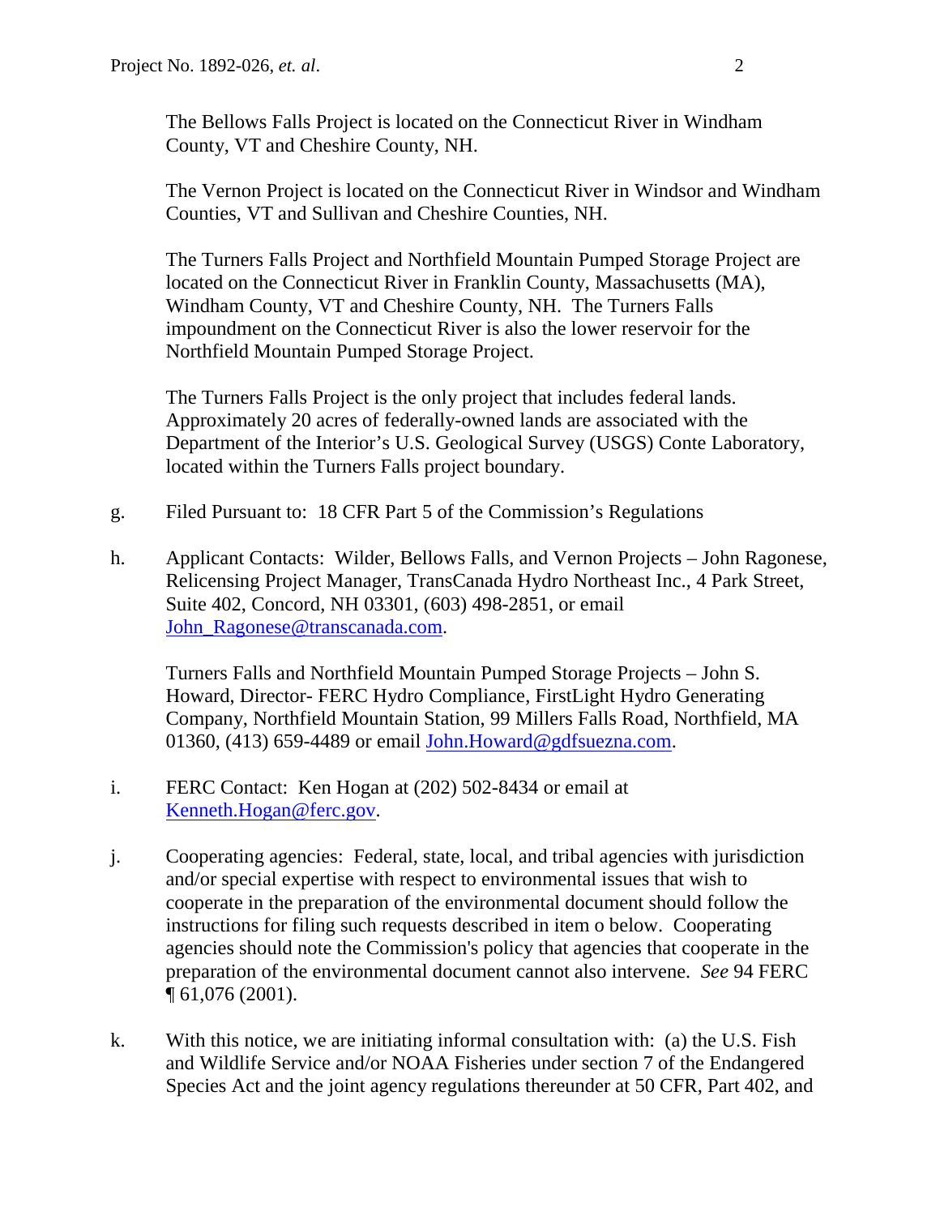The Bellows Falls Project is located on the Connecticut River in Windham County, VT and Cheshire County, NH.

The Vernon Project is located on the Connecticut River in Windsor and Windham Counties, VT and Sullivan and Cheshire Counties, NH.

The Turners Falls Project and Northfield Mountain Pumped Storage Project are located on the Connecticut River in Franklin County, Massachusetts (MA), Windham County, VT and Cheshire County, NH. The Turners Falls impoundment on the Connecticut River is also the lower reservoir for the Northfield Mountain Pumped Storage Project.

The Turners Falls Project is the only project that includes federal lands. Approximately 20 acres of federally-owned lands are associated with the Department of the Interior's U.S. Geological Survey (USGS) Conte Laboratory, located within the Turners Falls project boundary.

g. Filed Pursuant to: 18 CFR Part 5 of the Commission's Regulations

h. Applicant Contacts: Wilder, Bellows Falls, and Vernon Projects – John Ragonese, Relicensing Project Manager, TransCanada Hydro Northeast Inc., 4 Park Street, Suite 402, Concord, NH 03301, (603) 498-2851, or email John_Ragonese@transcanada.com.

Turners Falls and Northfield Mountain Pumped Storage Projects – John S. Howard, Director- FERC Hydro Compliance, FirstLight Hydro Generating Company, Northfield Mountain Station, 99 Millers Falls Road, Northfield, MA 01360, (413) 659-4489 or email John.Howard@gdfsuezna.com.

i. FERC Contact: Ken Hogan at (202) 502-8434 or email at Kenneth.Hogan@ferc.gov.

j. Cooperating agencies: Federal, state, local, and tribal agencies with jurisdiction and/or special expertise with respect to environmental issues that wish to cooperate in the preparation of the environmental document should follow the instructions for filing such requests described in item o below. Cooperating agencies should note the Commission's policy that agencies that cooperate in the preparation of the environmental document cannot also intervene. *See* 94 FERC ¶ 61,076 (2001).

k. With this notice, we are initiating informal consultation with: (a) the U.S. Fish and Wildlife Service and/or NOAA Fisheries under section 7 of the Endangered Species Act and the joint agency regulations thereunder at 50 CFR, Part 402, and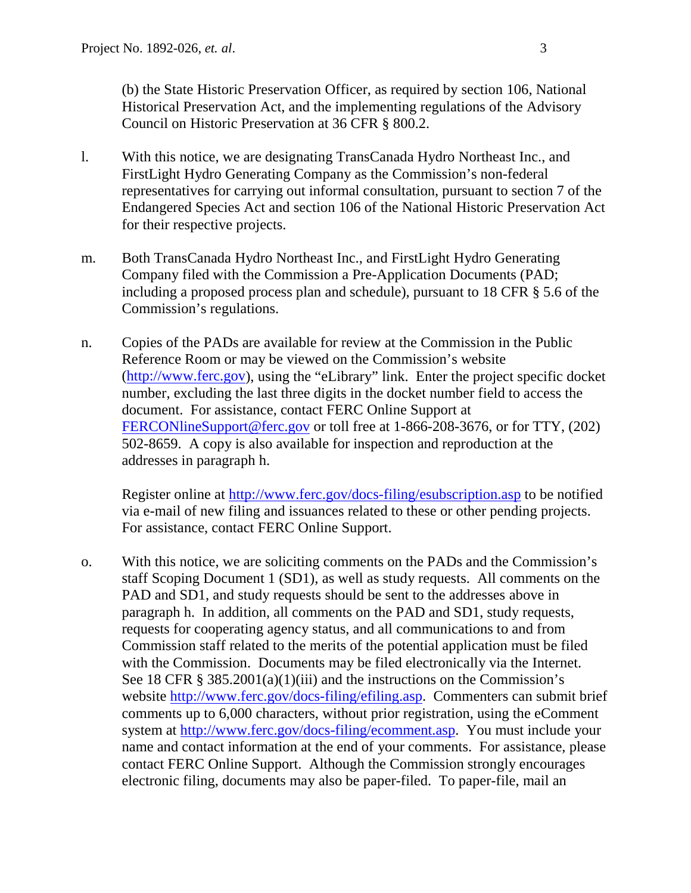(b) the State Historic Preservation Officer, as required by section 106, National Historical Preservation Act, and the implementing regulations of the Advisory Council on Historic Preservation at 36 CFR § 800.2.

l. With this notice, we are designating TransCanada Hydro Northeast Inc., and FirstLight Hydro Generating Company as the Commission's non-federal representatives for carrying out informal consultation, pursuant to section 7 of the Endangered Species Act and section 106 of the National Historic Preservation Act for their respective projects.

m. Both TransCanada Hydro Northeast Inc., and FirstLight Hydro Generating Company filed with the Commission a Pre-Application Documents (PAD; including a proposed process plan and schedule), pursuant to 18 CFR § 5.6 of the Commission's regulations.

n. Copies of the PADs are available for review at the Commission in the Public Reference Room or may be viewed on the Commission's website (http://www.ferc.gov), using the "eLibrary" link. Enter the project specific docket number, excluding the last three digits in the docket number field to access the document. For assistance, contact FERC Online Support at FERCONlineSupport@ferc.gov or toll free at 1-866-208-3676, or for TTY, (202) 502-8659. A copy is also available for inspection and reproduction at the addresses in paragraph h.

Register online at http://www.ferc.gov/docs-filing/esubscription.asp to be notified via e-mail of new filing and issuances related to these or other pending projects. For assistance, contact FERC Online Support.

o. With this notice, we are soliciting comments on the PADs and the Commission's staff Scoping Document 1 (SD1), as well as study requests. All comments on the PAD and SD1, and study requests should be sent to the addresses above in paragraph h. In addition, all comments on the PAD and SD1, study requests, requests for cooperating agency status, and all communications to and from Commission staff related to the merits of the potential application must be filed with the Commission. Documents may be filed electronically via the Internet. See 18 CFR § 385.2001(a)(1)(iii) and the instructions on the Commission's website http://www.ferc.gov/docs-filing/efiling.asp. Commenters can submit brief comments up to 6,000 characters, without prior registration, using the eComment system at http://www.ferc.gov/docs-filing/ecomment.asp. You must include your name and contact information at the end of your comments. For assistance, please contact FERC Online Support. Although the Commission strongly encourages electronic filing, documents may also be paper-filed. To paper-file, mail an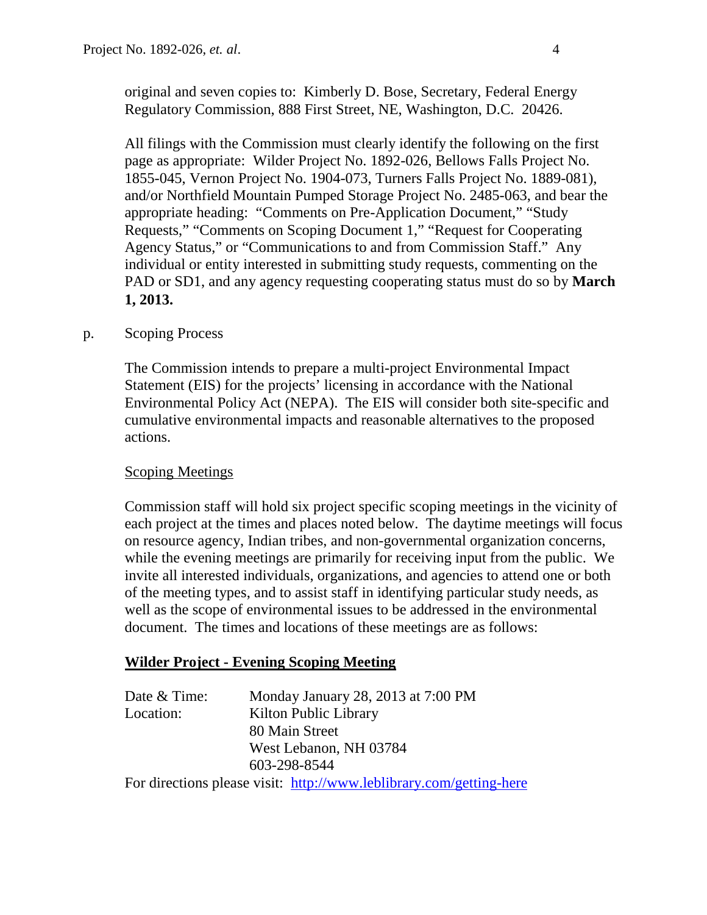original and seven copies to: Kimberly D. Bose, Secretary, Federal Energy Regulatory Commission, 888 First Street, NE, Washington, D.C. 20426.

All filings with the Commission must clearly identify the following on the first page as appropriate: Wilder Project No. 1892-026, Bellows Falls Project No. 1855-045, Vernon Project No. 1904-073, Turners Falls Project No. 1889-081), and/or Northfield Mountain Pumped Storage Project No. 2485-063, and bear the appropriate heading: "Comments on Pre-Application Document," "Study Requests," "Comments on Scoping Document 1," "Request for Cooperating Agency Status," or "Communications to and from Commission Staff." Any individual or entity interested in submitting study requests, commenting on the PAD or SD1, and any agency requesting cooperating status must do so by **March 1, 2013.**

p. Scoping Process

The Commission intends to prepare a multi-project Environmental Impact Statement (EIS) for the projects' licensing in accordance with the National Environmental Policy Act (NEPA). The EIS will consider both site-specific and cumulative environmental impacts and reasonable alternatives to the proposed actions.

Scoping Meetings

Commission staff will hold six project specific scoping meetings in the vicinity of each project at the times and places noted below. The daytime meetings will focus on resource agency, Indian tribes, and non-governmental organization concerns, while the evening meetings are primarily for receiving input from the public. We invite all interested individuals, organizations, and agencies to attend one or both of the meeting types, and to assist staff in identifying particular study needs, as well as the scope of environmental issues to be addressed in the environmental document. The times and locations of these meetings are as follows:

**Wilder Project - Evening Scoping Meeting**

Date & Time: Monday January 28, 2013 at 7:00 PM
Location: Kilton Public Library
80 Main Street
West Lebanon, NH 03784
603-298-8544

For directions please visit: http://www.leblibrary.com/getting-here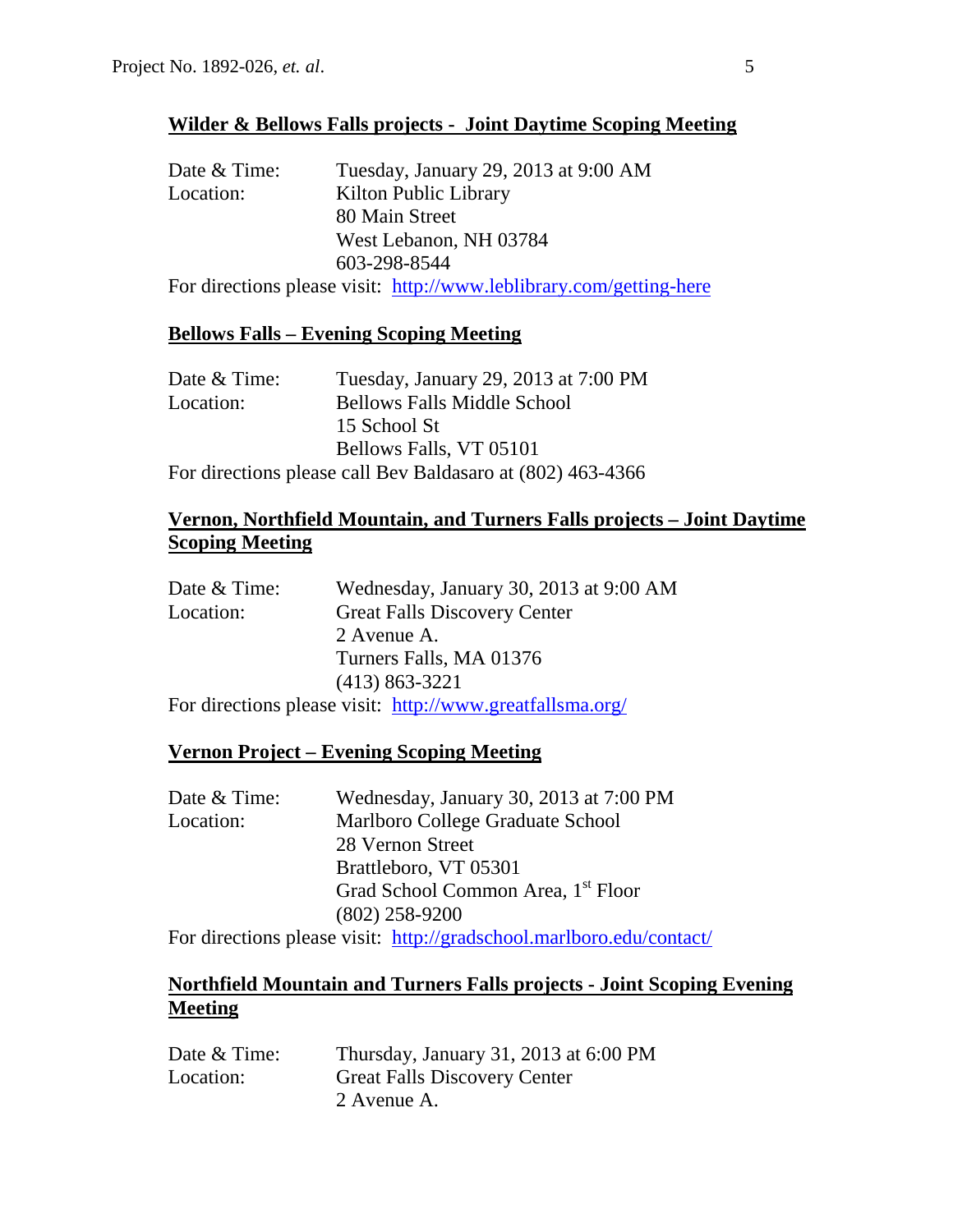**Wilder & Bellows Falls projects - Joint Daytime Scoping Meeting**

Date & Time: Tuesday, January 29, 2013 at 9:00 AM
Location: Kilton Public Library
80 Main Street
West Lebanon, NH 03784
603-298-8544

For directions please visit: http://www.leblibrary.com/getting-here

**Bellows Falls – Evening Scoping Meeting**

Date & Time: Tuesday, January 29, 2013 at 7:00 PM
Location: Bellows Falls Middle School
15 School St
Bellows Falls, VT 05101

For directions please call Bev Baldasaro at (802) 463-4366

**Vernon, Northfield Mountain, and Turners Falls projects – Joint Daytime Scoping Meeting**

Date & Time: Wednesday, January 30, 2013 at 9:00 AM
Location: Great Falls Discovery Center
2 Avenue A.
Turners Falls, MA 01376
(413) 863-3221

For directions please visit: http://www.greatfallsma.org/

**Vernon Project – Evening Scoping Meeting**

Date & Time: Wednesday, January 30, 2013 at 7:00 PM
Location: Marlboro College Graduate School
28 Vernon Street
Brattleboro, VT 05301
Grad School Common Area, 1st Floor
(802) 258-9200

For directions please visit: http://gradschool.marlboro.edu/contact/

**Northfield Mountain and Turners Falls projects - Joint Scoping Evening Meeting**

Date & Time: Thursday, January 31, 2013 at 6:00 PM
Location: Great Falls Discovery Center
2 Avenue A.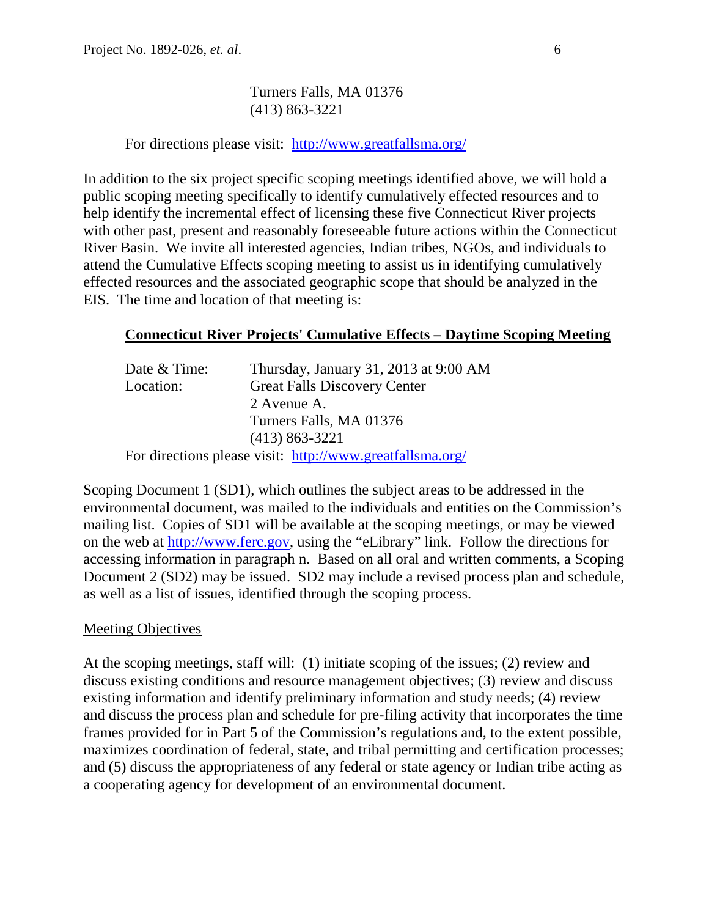Turners Falls, MA 01376
(413) 863-3221

For directions please visit: http://www.greatfallsma.org/

In addition to the six project specific scoping meetings identified above, we will hold a public scoping meeting specifically to identify cumulatively effected resources and to help identify the incremental effect of licensing these five Connecticut River projects with other past, present and reasonably foreseeable future actions within the Connecticut River Basin. We invite all interested agencies, Indian tribes, NGOs, and individuals to attend the Cumulative Effects scoping meeting to assist us in identifying cumulatively effected resources and the associated geographic scope that should be analyzed in the EIS. The time and location of that meeting is:

**Connecticut River Projects' Cumulative Effects – Daytime Scoping Meeting**

Date & Time: Thursday, January 31, 2013 at 9:00 AM
Location: Great Falls Discovery Center
2 Avenue A.
Turners Falls, MA 01376
(413) 863-3221

For directions please visit: http://www.greatfallsma.org/

Scoping Document 1 (SD1), which outlines the subject areas to be addressed in the environmental document, was mailed to the individuals and entities on the Commission's mailing list. Copies of SD1 will be available at the scoping meetings, or may be viewed on the web at http://www.ferc.gov, using the "eLibrary" link. Follow the directions for accessing information in paragraph n. Based on all oral and written comments, a Scoping Document 2 (SD2) may be issued. SD2 may include a revised process plan and schedule, as well as a list of issues, identified through the scoping process.

## Meeting Objectives

At the scoping meetings, staff will: (1) initiate scoping of the issues; (2) review and discuss existing conditions and resource management objectives; (3) review and discuss existing information and identify preliminary information and study needs; (4) review and discuss the process plan and schedule for pre-filing activity that incorporates the time frames provided for in Part 5 of the Commission's regulations and, to the extent possible, maximizes coordination of federal, state, and tribal permitting and certification processes; and (5) discuss the appropriateness of any federal or state agency or Indian tribe acting as a cooperating agency for development of an environmental document.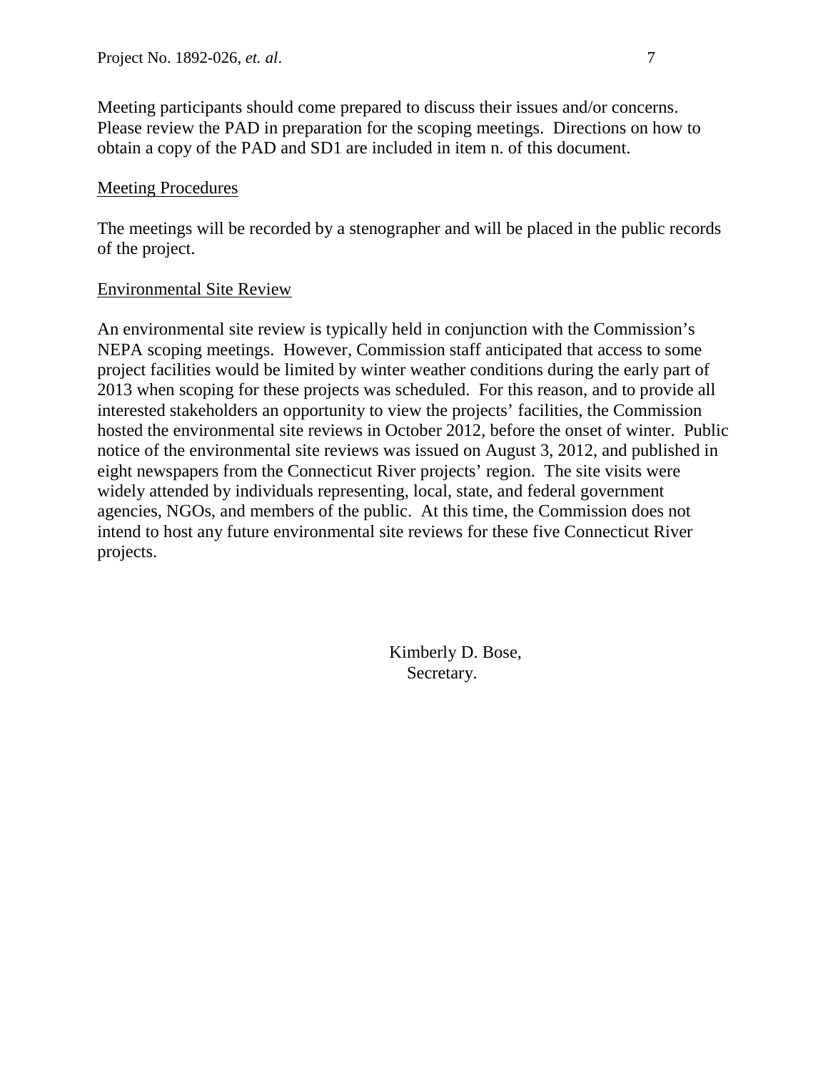Meeting participants should come prepared to discuss their issues and/or concerns. Please review the PAD in preparation for the scoping meetings. Directions on how to obtain a copy of the PAD and SD1 are included in item n. of this document.

Meeting Procedures

The meetings will be recorded by a stenographer and will be placed in the public records of the project.

Environmental Site Review

An environmental site review is typically held in conjunction with the Commission's NEPA scoping meetings. However, Commission staff anticipated that access to some project facilities would be limited by winter weather conditions during the early part of 2013 when scoping for these projects was scheduled. For this reason, and to provide all interested stakeholders an opportunity to view the projects' facilities, the Commission hosted the environmental site reviews in October 2012, before the onset of winter. Public notice of the environmental site reviews was issued on August 3, 2012, and published in eight newspapers from the Connecticut River projects' region. The site visits were widely attended by individuals representing, local, state, and federal government agencies, NGOs, and members of the public. At this time, the Commission does not intend to host any future environmental site reviews for these five Connecticut River projects.

Kimberly D. Bose,
Secretary.